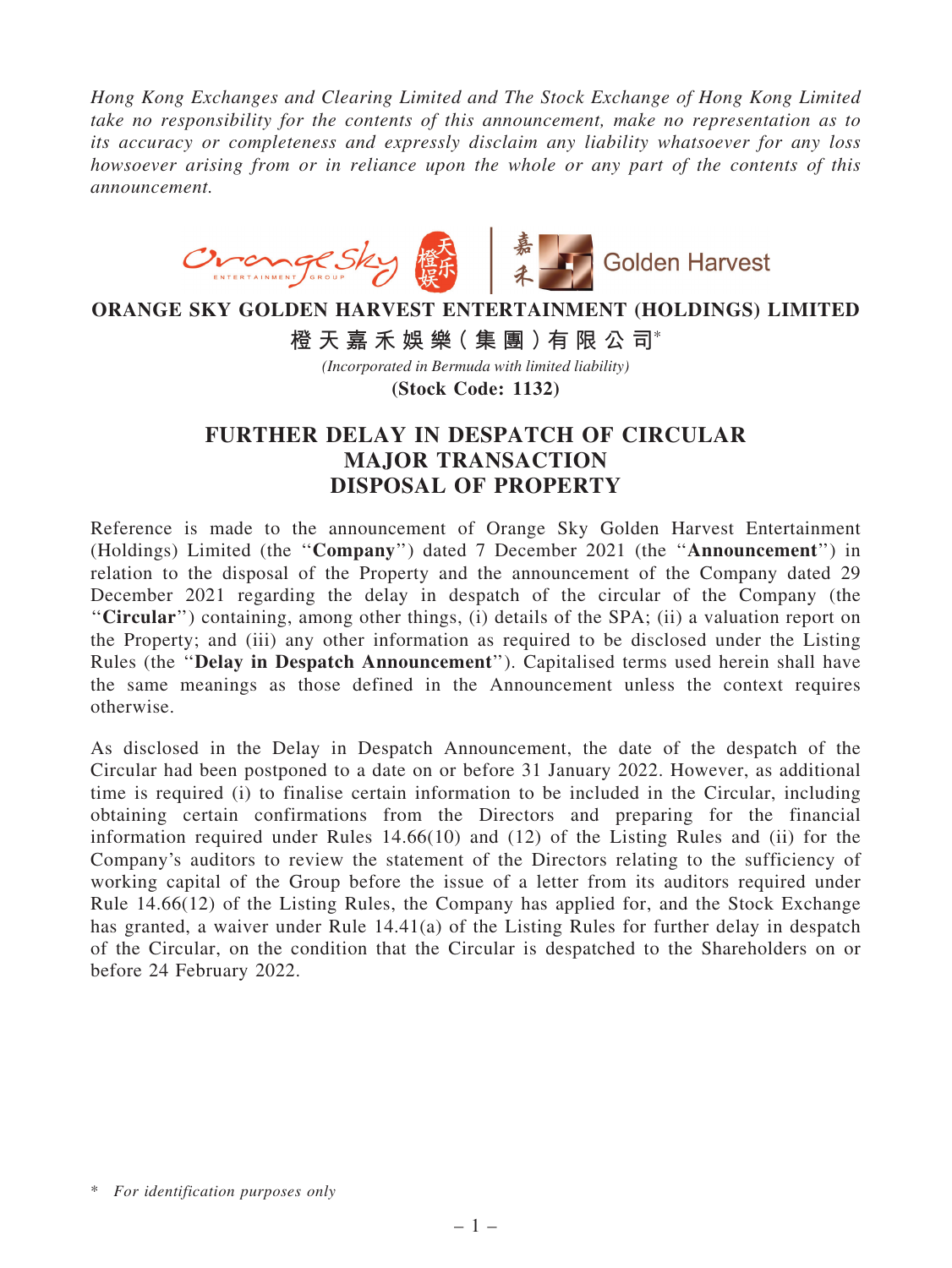*Hong Kong Exchanges and Clearing Limited and The Stock Exchange of Hong Kong Limited take no responsibility for the contents of this announcement, make no representation as to its accuracy or completeness and expressly disclaim any liability whatsoever for any loss howsoever arising from or in reliance upon the whole or any part of the contents of this announcement.*

**ORANGE SKY GOLDEN HARVEST ENTERTAINMENT (HOLDINGS) LIMITED**

**橙天嘉禾娛樂(集團)有限公司***

*(Incorporated in Bermuda with limited liability)*

**(Stock Code: 1132)**

# FURTHER DELAY IN DESPATCH OF CIRCULAR MAJOR TRANSACTION DISPOSAL OF PROPERTY

Reference is made to the announcement of Orange Sky Golden Harvest Entertainment (Holdings) Limited (the "**Company**") dated 7 December 2021 (the "**Announcement**") in relation to the disposal of the Property and the announcement of the Company dated 29 December 2021 regarding the delay in despatch of the circular of the Company (the "**Circular**") containing, among other things, (i) details of the SPA; (ii) a valuation report on the Property; and (iii) any other information as required to be disclosed under the Listing Rules (the "**Delay in Despatch Announcement**"). Capitalised terms used herein shall have the same meanings as those defined in the Announcement unless the context requires otherwise.

As disclosed in the Delay in Despatch Announcement, the date of the despatch of the Circular had been postponed to a date on or before 31 January 2022. However, as additional time is required (i) to finalise certain information to be included in the Circular, including obtaining certain confirmations from the Directors and preparing for the financial information required under Rules 14.66(10) and (12) of the Listing Rules and (ii) for the Company's auditors to review the statement of the Directors relating to the sufficiency of working capital of the Group before the issue of a letter from its auditors required under Rule 14.66(12) of the Listing Rules, the Company has applied for, and the Stock Exchange has granted, a waiver under Rule 14.41(a) of the Listing Rules for further delay in despatch of the Circular, on the condition that the Circular is despatched to the Shareholders on or before 24 February 2022.

\* *For identification purposes only*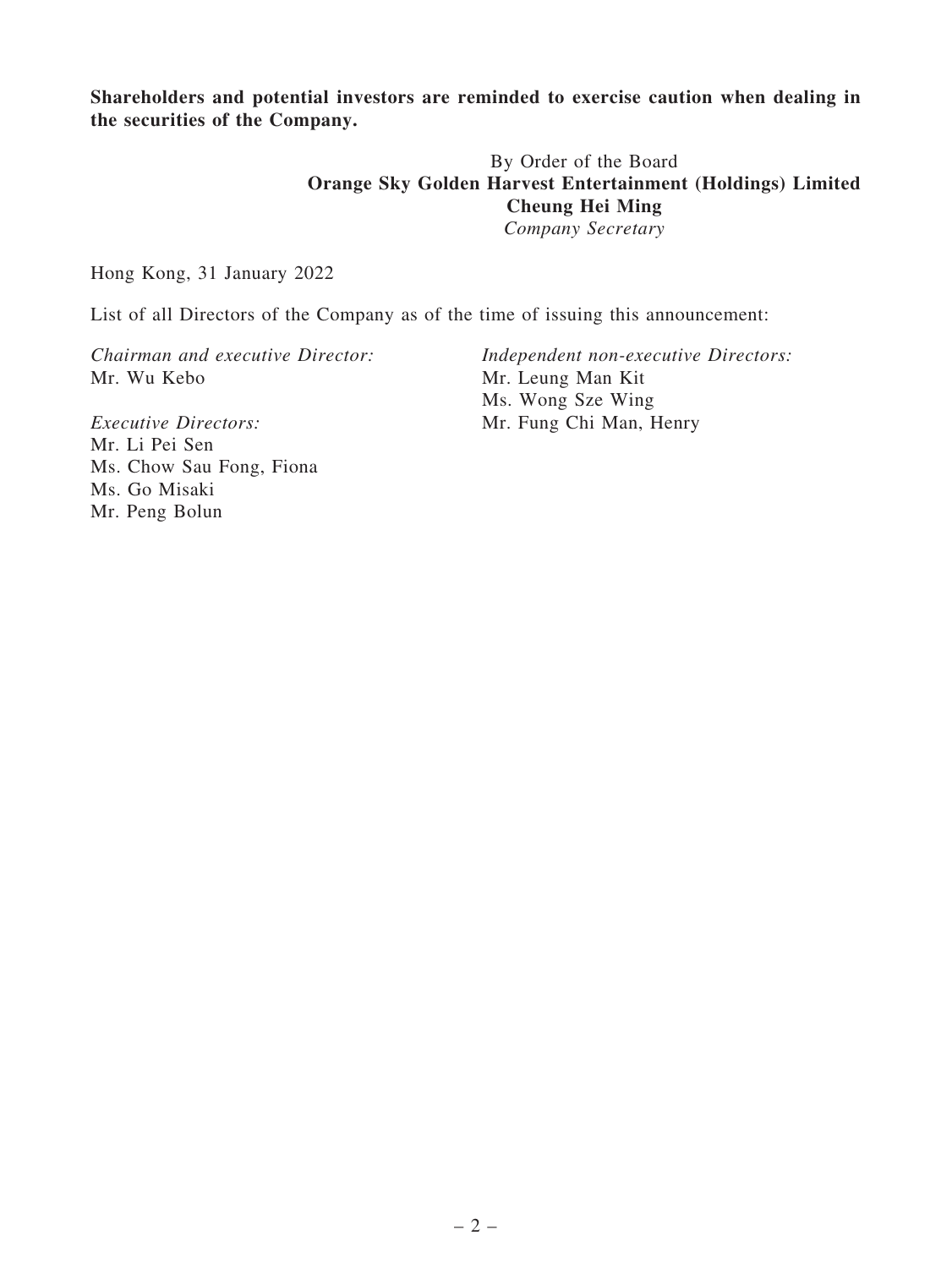**Shareholders and potential investors are reminded to exercise caution when dealing in the securities of the Company.**

By Order of the Board
**Orange Sky Golden Harvest Entertainment (Holdings) Limited**
**Cheung Hei Ming**
*Company Secretary*

Hong Kong, 31 January 2022

List of all Directors of the Company as of the time of issuing this announcement:

*Chairman and executive Director:*
Mr. Wu Kebo

*Executive Directors:*
Mr. Li Pei Sen
Ms. Chow Sau Fong, Fiona
Ms. Go Misaki
Mr. Peng Bolun

*Independent non-executive Directors:*
Mr. Leung Man Kit
Ms. Wong Sze Wing
Mr. Fung Chi Man, Henry